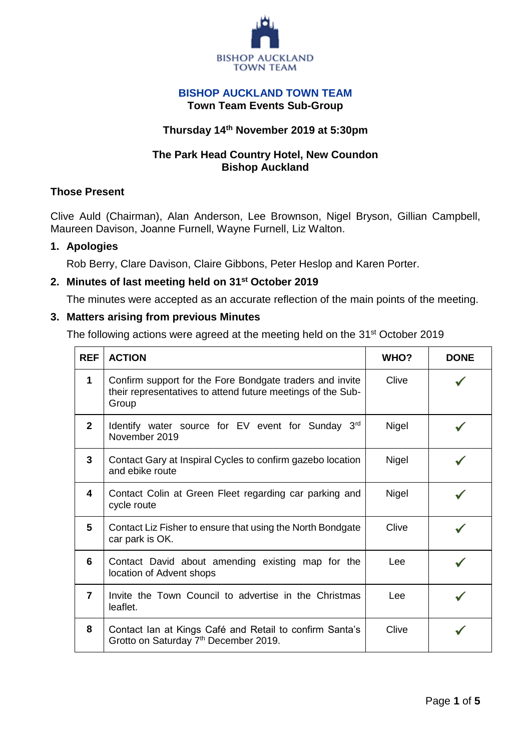BISHOP AUCKLAND
TOWN TEAM

# BISHOP AUCKLAND TOWN TEAM

## Town Team Events Sub-Group

**Thursday 14th November 2019 at 5:30pm**

**The Park Head Country Hotel, New Coundon**
**Bishop Auckland**

### Those Present

Clive Auld (Chairman), Alan Anderson, Lee Brownson, Nigel Bryson, Gillian Campbell, Maureen Davison, Joanne Furnell, Wayne Furnell, Liz Walton.

### 1. Apologies

Rob Berry, Clare Davison, Claire Gibbons, Peter Heslop and Karen Porter.

### 2. Minutes of last meeting held on 31st October 2019

The minutes were accepted as an accurate reflection of the main points of the meeting.

### 3. Matters arising from previous Minutes

The following actions were agreed at the meeting held on the 31st October 2019

| REF | ACTION | WHO? | DONE |
|---|---|---|---|
| 1 | Confirm support for the Fore Bondgate traders and invite their representatives to attend future meetings of the Sub-Group | Clive | ✓ |
| 2 | Identify water source for EV event for Sunday 3rd November 2019 | Nigel | ✓ |
| 3 | Contact Gary at Inspiral Cycles to confirm gazebo location and ebike route | Nigel | ✓ |
| 4 | Contact Colin at Green Fleet regarding car parking and cycle route | Nigel | ✓ |
| 5 | Contact Liz Fisher to ensure that using the North Bondgate car park is OK. | Clive | ✓ |
| 6 | Contact David about amending existing map for the location of Advent shops | Lee | ✓ |
| 7 | Invite the Town Council to advertise in the Christmas leaflet. | Lee | ✓ |
| 8 | Contact Ian at Kings Café and Retail to confirm Santa's Grotto on Saturday 7th December 2019. | Clive | ✓ |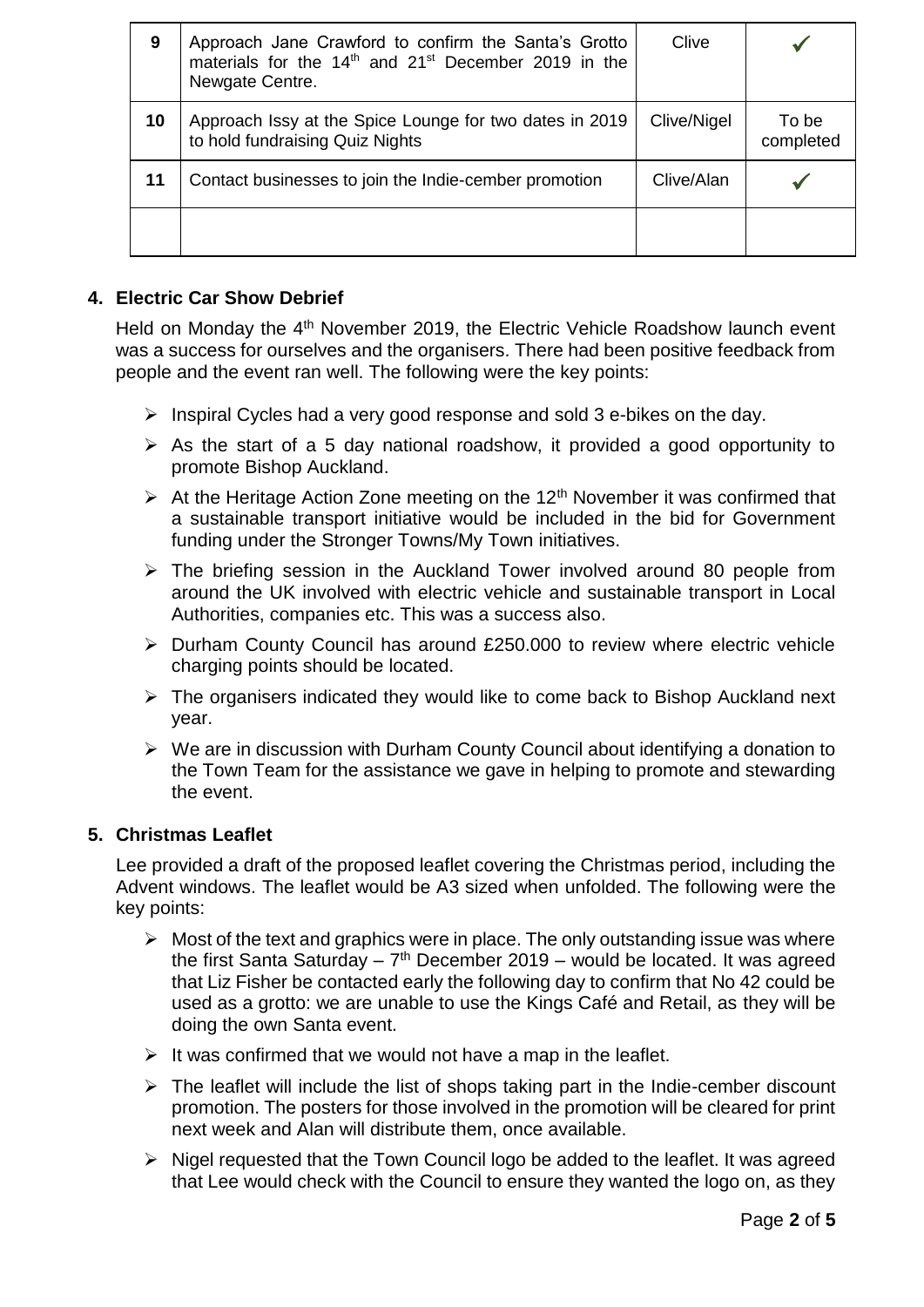| 9 | Approach Jane Crawford to confirm the Santa's Grotto materials for the 14th and 21st December 2019 in the Newgate Centre. | Clive | ✓ |
|---|---|---|---|
| 10 | Approach Issy at the Spice Lounge for two dates in 2019 to hold fundraising Quiz Nights | Clive/Nigel | To be completed |
| 11 | Contact businesses to join the Indie-cember promotion | Clive/Alan | ✓ |
| | | | |

## 4. Electric Car Show Debrief

Held on Monday the 4th November 2019, the Electric Vehicle Roadshow launch event was a success for ourselves and the organisers. There had been positive feedback from people and the event ran well. The following were the key points:

- Inspiral Cycles had a very good response and sold 3 e-bikes on the day.
- As the start of a 5 day national roadshow, it provided a good opportunity to promote Bishop Auckland.
- At the Heritage Action Zone meeting on the 12th November it was confirmed that a sustainable transport initiative would be included in the bid for Government funding under the Stronger Towns/My Town initiatives.
- The briefing session in the Auckland Tower involved around 80 people from around the UK involved with electric vehicle and sustainable transport in Local Authorities, companies etc. This was a success also.
- Durham County Council has around £250.000 to review where electric vehicle charging points should be located.
- The organisers indicated they would like to come back to Bishop Auckland next year.
- We are in discussion with Durham County Council about identifying a donation to the Town Team for the assistance we gave in helping to promote and stewarding the event.

## 5. Christmas Leaflet

Lee provided a draft of the proposed leaflet covering the Christmas period, including the Advent windows. The leaflet would be A3 sized when unfolded. The following were the key points:

- Most of the text and graphics were in place. The only outstanding issue was where the first Santa Saturday – 7th December 2019 – would be located. It was agreed that Liz Fisher be contacted early the following day to confirm that No 42 could be used as a grotto: we are unable to use the Kings Café and Retail, as they will be doing the own Santa event.
- It was confirmed that we would not have a map in the leaflet.
- The leaflet will include the list of shops taking part in the Indie-cember discount promotion. The posters for those involved in the promotion will be cleared for print next week and Alan will distribute them, once available.
- Nigel requested that the Town Council logo be added to the leaflet. It was agreed that Lee would check with the Council to ensure they wanted the logo on, as they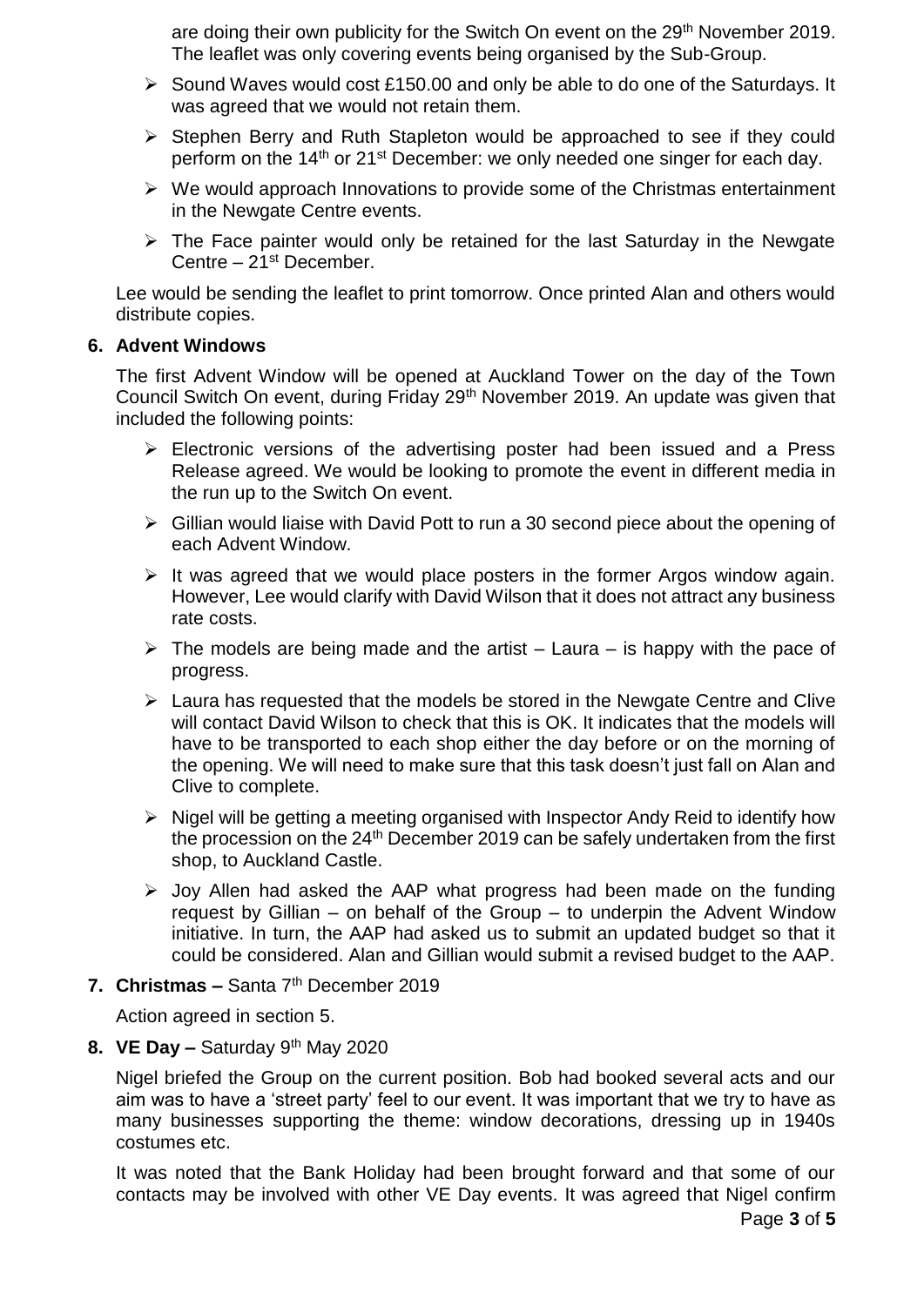are doing their own publicity for the Switch On event on the 29th November 2019. The leaflet was only covering events being organised by the Sub-Group.

- Sound Waves would cost £150.00 and only be able to do one of the Saturdays. It was agreed that we would not retain them.
- Stephen Berry and Ruth Stapleton would be approached to see if they could perform on the 14th or 21st December: we only needed one singer for each day.
- We would approach Innovations to provide some of the Christmas entertainment in the Newgate Centre events.
- The Face painter would only be retained for the last Saturday in the Newgate Centre – 21st December.

Lee would be sending the leaflet to print tomorrow. Once printed Alan and others would distribute copies.

**6. Advent Windows**

The first Advent Window will be opened at Auckland Tower on the day of the Town Council Switch On event, during Friday 29th November 2019. An update was given that included the following points:

- Electronic versions of the advertising poster had been issued and a Press Release agreed. We would be looking to promote the event in different media in the run up to the Switch On event.
- Gillian would liaise with David Pott to run a 30 second piece about the opening of each Advent Window.
- It was agreed that we would place posters in the former Argos window again. However, Lee would clarify with David Wilson that it does not attract any business rate costs.
- The models are being made and the artist – Laura – is happy with the pace of progress.
- Laura has requested that the models be stored in the Newgate Centre and Clive will contact David Wilson to check that this is OK. It indicates that the models will have to be transported to each shop either the day before or on the morning of the opening. We will need to make sure that this task doesn't just fall on Alan and Clive to complete.
- Nigel will be getting a meeting organised with Inspector Andy Reid to identify how the procession on the 24th December 2019 can be safely undertaken from the first shop, to Auckland Castle.
- Joy Allen had asked the AAP what progress had been made on the funding request by Gillian – on behalf of the Group – to underpin the Advent Window initiative. In turn, the AAP had asked us to submit an updated budget so that it could be considered. Alan and Gillian would submit a revised budget to the AAP.

**7. Christmas –** Santa 7th December 2019

Action agreed in section 5.

**8. VE Day –** Saturday 9th May 2020

Nigel briefed the Group on the current position. Bob had booked several acts and our aim was to have a 'street party' feel to our event. It was important that we try to have as many businesses supporting the theme: window decorations, dressing up in 1940s costumes etc.

It was noted that the Bank Holiday had been brought forward and that some of our contacts may be involved with other VE Day events. It was agreed that Nigel confirm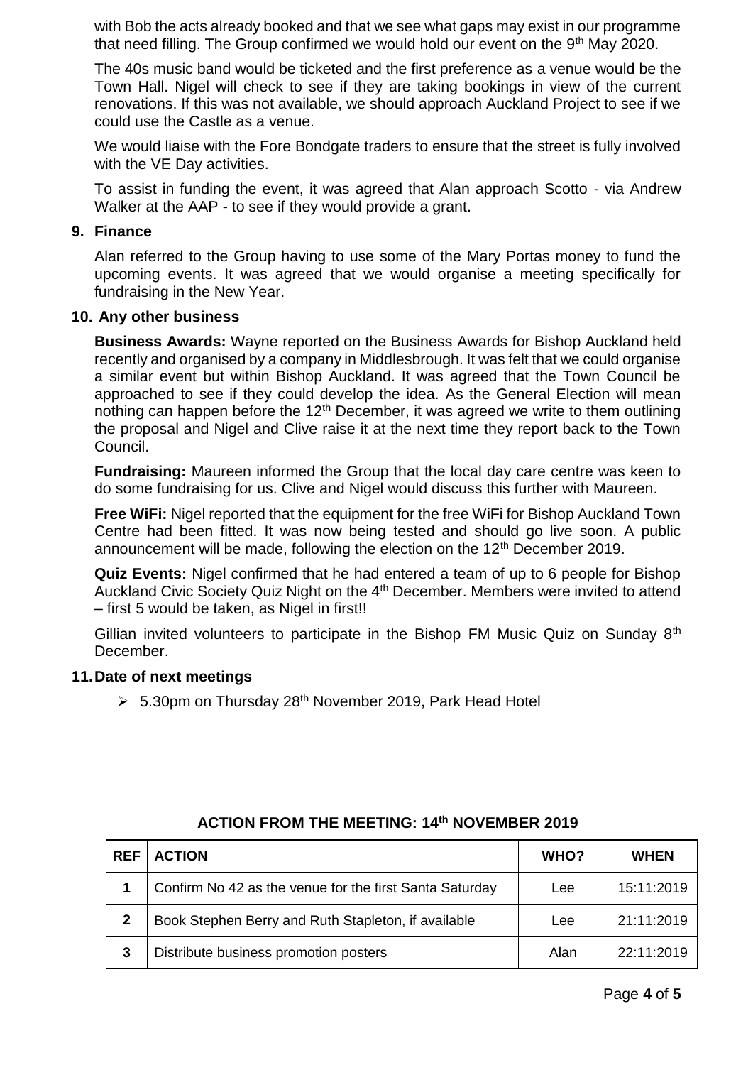with Bob the acts already booked and that we see what gaps may exist in our programme that need filling. The Group confirmed we would hold our event on the 9th May 2020.

The 40s music band would be ticketed and the first preference as a venue would be the Town Hall. Nigel will check to see if they are taking bookings in view of the current renovations. If this was not available, we should approach Auckland Project to see if we could use the Castle as a venue.

We would liaise with the Fore Bondgate traders to ensure that the street is fully involved with the VE Day activities.

To assist in funding the event, it was agreed that Alan approach Scotto - via Andrew Walker at the AAP - to see if they would provide a grant.

## 9. Finance

Alan referred to the Group having to use some of the Mary Portas money to fund the upcoming events. It was agreed that we would organise a meeting specifically for fundraising in the New Year.

## 10. Any other business

**Business Awards:** Wayne reported on the Business Awards for Bishop Auckland held recently and organised by a company in Middlesbrough. It was felt that we could organise a similar event but within Bishop Auckland. It was agreed that the Town Council be approached to see if they could develop the idea. As the General Election will mean nothing can happen before the 12th December, it was agreed we write to them outlining the proposal and Nigel and Clive raise it at the next time they report back to the Town Council.

**Fundraising:** Maureen informed the Group that the local day care centre was keen to do some fundraising for us. Clive and Nigel would discuss this further with Maureen.

**Free WiFi:** Nigel reported that the equipment for the free WiFi for Bishop Auckland Town Centre had been fitted. It was now being tested and should go live soon. A public announcement will be made, following the election on the 12th December 2019.

**Quiz Events:** Nigel confirmed that he had entered a team of up to 6 people for Bishop Auckland Civic Society Quiz Night on the 4th December. Members were invited to attend – first 5 would be taken, as Nigel in first!!

Gillian invited volunteers to participate in the Bishop FM Music Quiz on Sunday 8th December.

## 11. Date of next meetings

- 5.30pm on Thursday 28th November 2019, Park Head Hotel

### ACTION FROM THE MEETING: 14th NOVEMBER 2019

| REF | ACTION | WHO? | WHEN |
| --- | --- | --- | --- |
| 1 | Confirm No 42 as the venue for the first Santa Saturday | Lee | 15:11:2019 |
| 2 | Book Stephen Berry and Ruth Stapleton, if available | Lee | 21:11:2019 |
| 3 | Distribute business promotion posters | Alan | 22:11:2019 |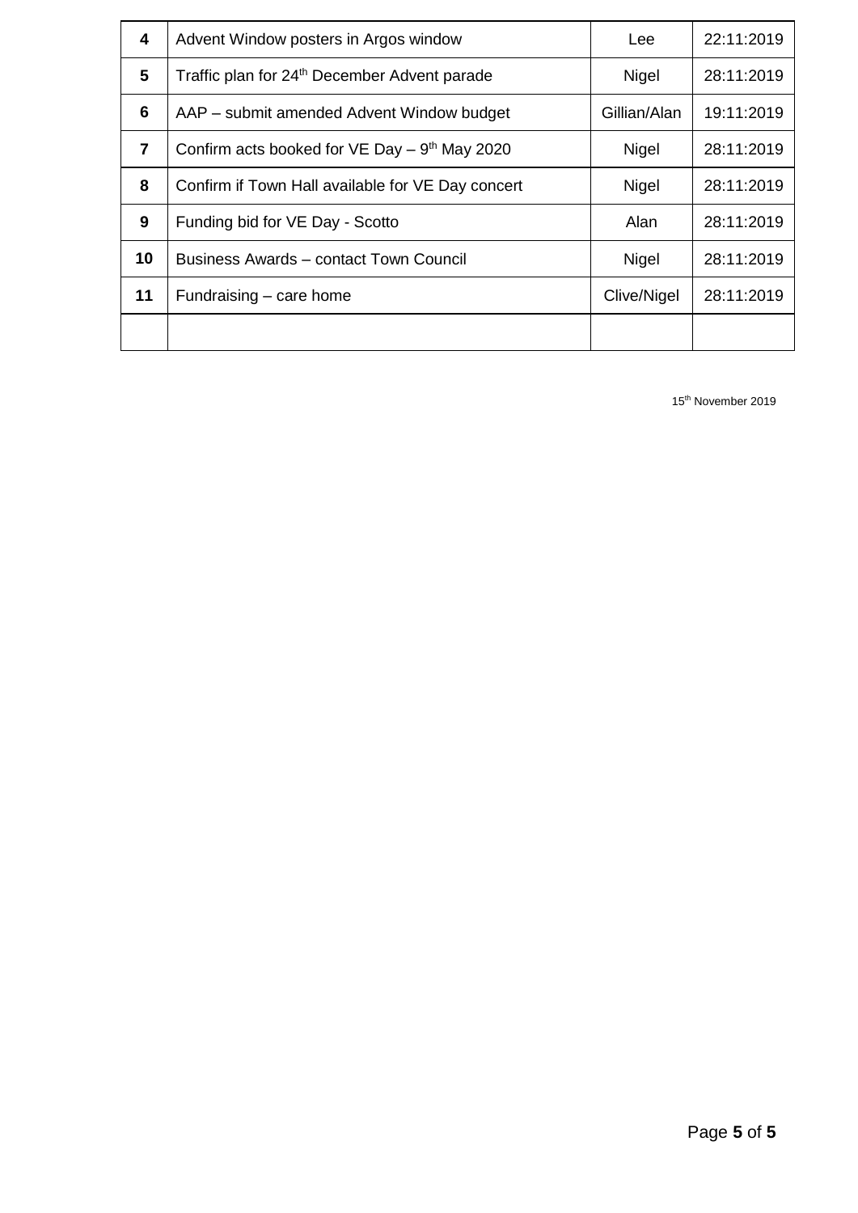| | | | |
|---|---|---|---|
| **4** | Advent Window posters in Argos window | Lee | 22:11:2019 |
| **5** | Traffic plan for 24th December Advent parade | Nigel | 28:11:2019 |
| **6** | AAP – submit amended Advent Window budget | Gillian/Alan | 19:11:2019 |
| **7** | Confirm acts booked for VE Day – 9th May 2020 | Nigel | 28:11:2019 |
| **8** | Confirm if Town Hall available for VE Day concert | Nigel | 28:11:2019 |
| **9** | Funding bid for VE Day - Scotto | Alan | 28:11:2019 |
| **10** | Business Awards – contact Town Council | Nigel | 28:11:2019 |
| **11** | Fundraising – care home | Clive/Nigel | 28:11:2019 |
| | | | |

15th November 2019